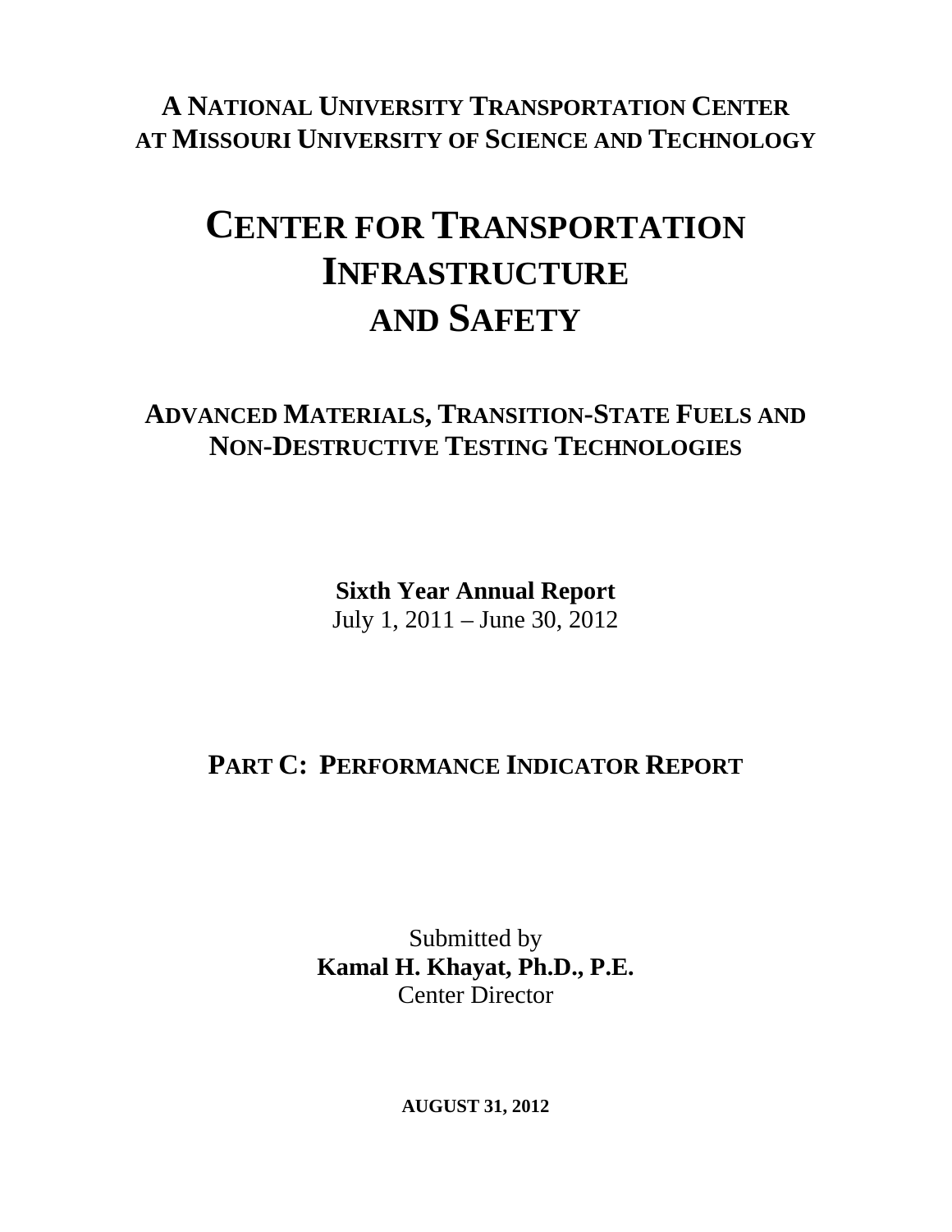**A National University Transportation Center at Missouri University of Science and Technology**

# Center for Transportation Infrastructure and Safety

## Advanced Materials, Transition-State Fuels and Non-Destructive Testing Technologies

**Sixth Year Annual Report**
July 1, 2011 – June 30, 2012

## Part C: Performance Indicator Report

Submitted by
**Kamal H. Khayat, Ph.D., P.E.**
Center Director

**AUGUST 31, 2012**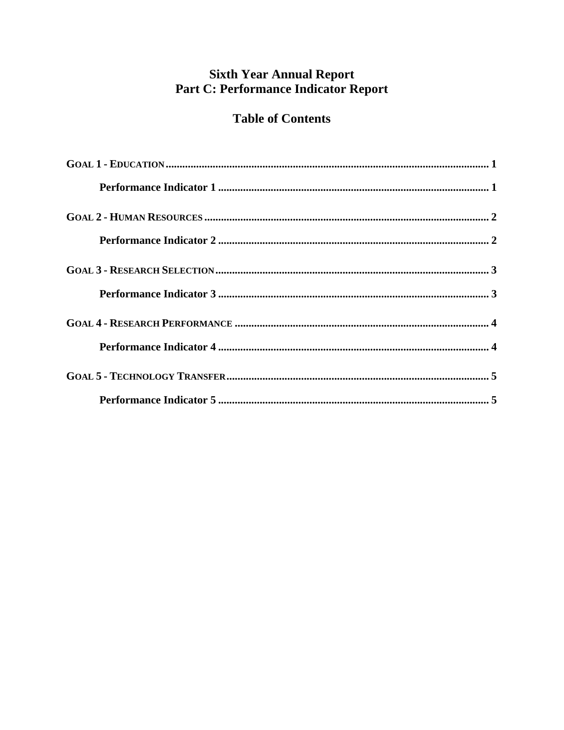# Sixth Year Annual Report
# Part C: Performance Indicator Report

## Table of Contents

GOAL 1 - EDUCATION .................................................. 1

  **Performance Indicator 1** .................................................. 1

GOAL 2 - HUMAN RESOURCES .................................................. 2

  **Performance Indicator 2** .................................................. 2

GOAL 3 - RESEARCH SELECTION .................................................. 3

  **Performance Indicator 3** .................................................. 3

GOAL 4 - RESEARCH PERFORMANCE .................................................. 4

  **Performance Indicator 4** .................................................. 4

GOAL 5 - TECHNOLOGY TRANSFER .................................................. 5

  **Performance Indicator 5** .................................................. 5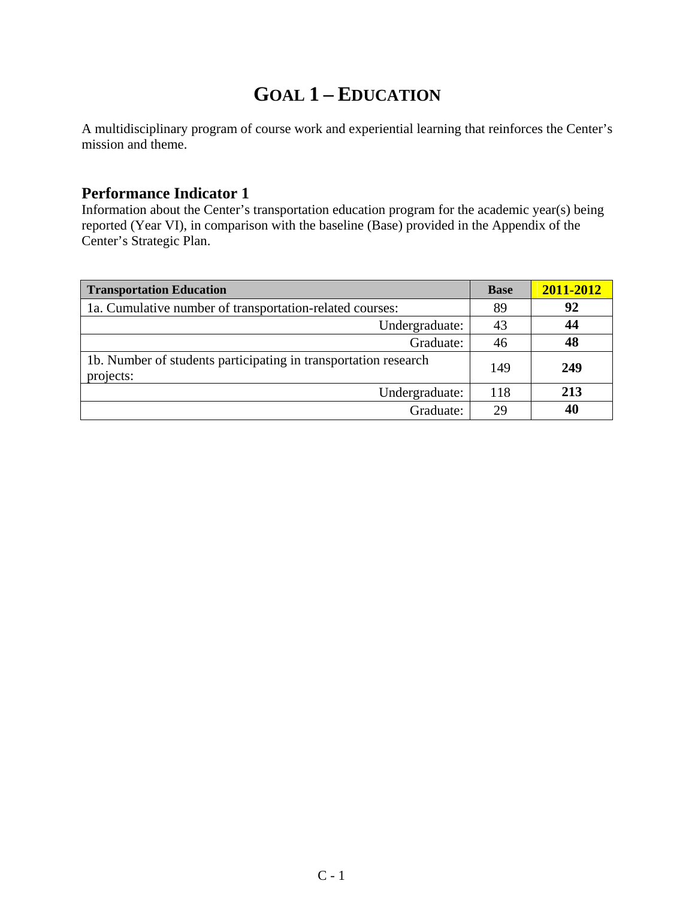# GOAL 1 – EDUCATION

A multidisciplinary program of course work and experiential learning that reinforces the Center's mission and theme.

## Performance Indicator 1

Information about the Center's transportation education program for the academic year(s) being reported (Year VI), in comparison with the baseline (Base) provided in the Appendix of the Center's Strategic Plan.

| Transportation Education | Base | 2011-2012 |
|---|---|---|
| 1a. Cumulative number of transportation-related courses: | 89 | **92** |
| Undergraduate: | 43 | **44** |
| Graduate: | 46 | **48** |
| 1b. Number of students participating in transportation research projects: | 149 | **249** |
| Undergraduate: | 118 | **213** |
| Graduate: | 29 | **40** |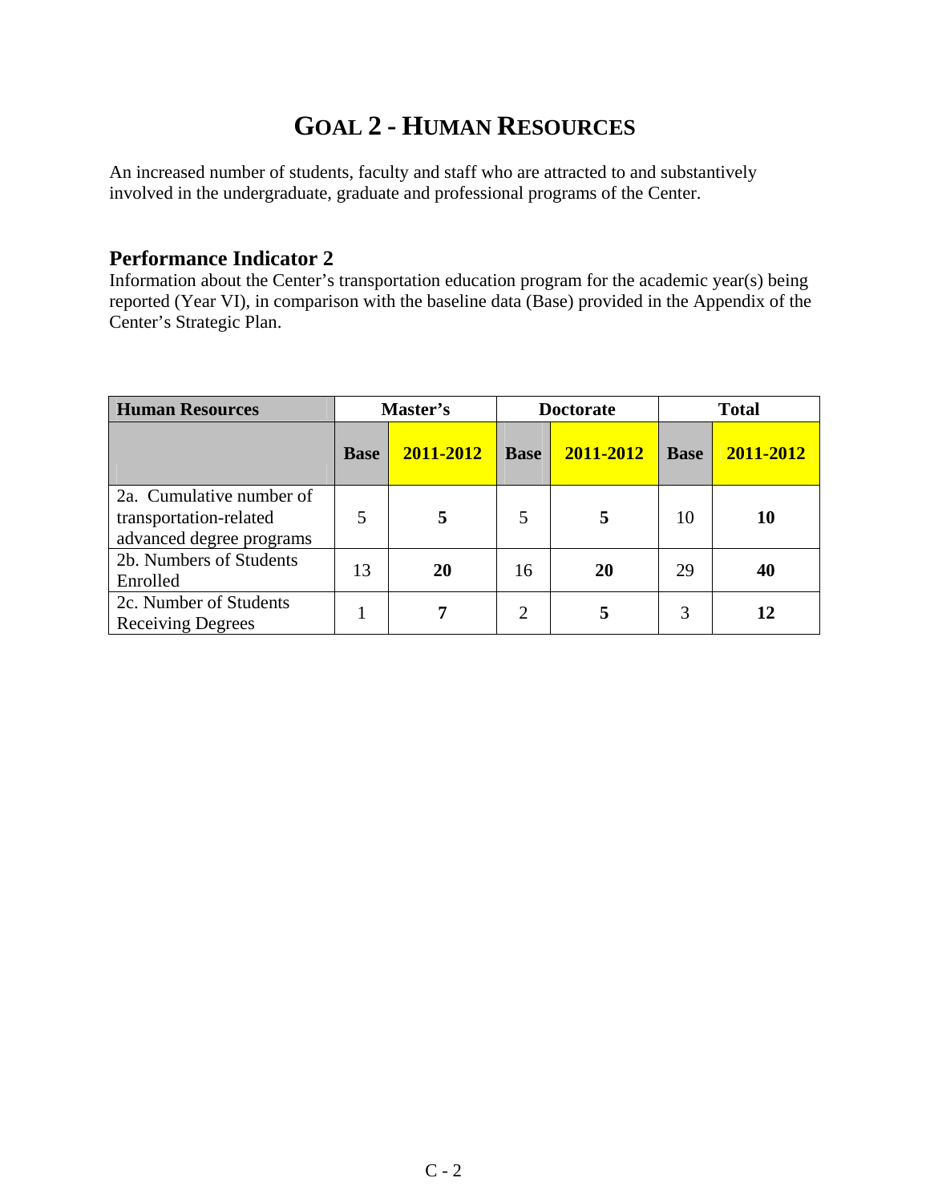# GOAL 2 - HUMAN RESOURCES

An increased number of students, faculty and staff who are attracted to and substantively involved in the undergraduate, graduate and professional programs of the Center.

## Performance Indicator 2

Information about the Center's transportation education program for the academic year(s) being reported (Year VI), in comparison with the baseline data (Base) provided in the Appendix of the Center's Strategic Plan.

| Human Resources | Master's | | Doctorate | | Total | |
|---|---|---|---|---|---|---|
| | **Base** | **2011-2012** | **Base** | **2011-2012** | **Base** | **2011-2012** |
| 2a. Cumulative number of transportation-related advanced degree programs | 5 | **5** | 5 | **5** | 10 | **10** |
| 2b. Numbers of Students Enrolled | 13 | **20** | 16 | **20** | 29 | **40** |
| 2c. Number of Students Receiving Degrees | 1 | **7** | 2 | **5** | 3 | **12** |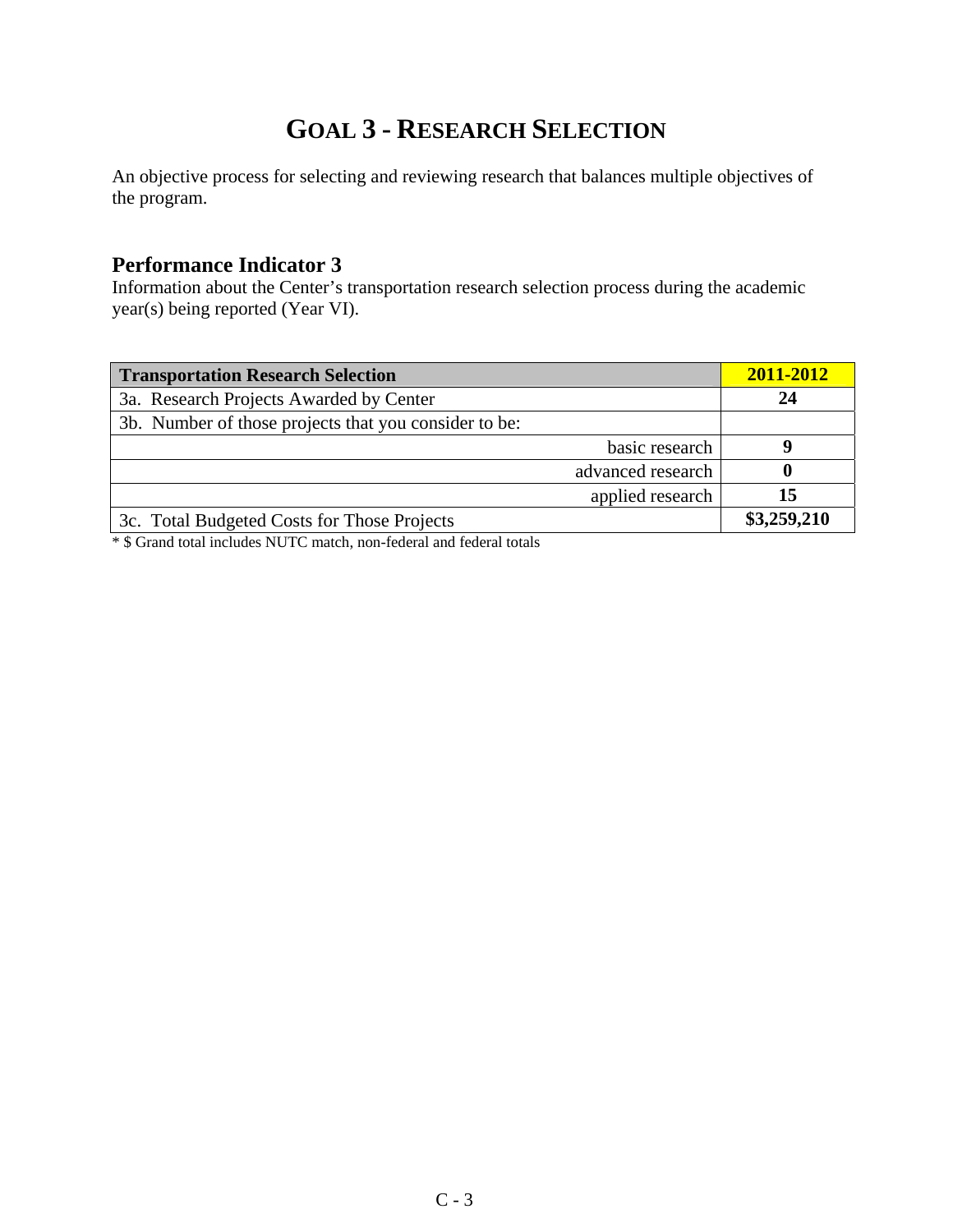# GOAL 3 - RESEARCH SELECTION

An objective process for selecting and reviewing research that balances multiple objectives of the program.

## Performance Indicator 3

Information about the Center's transportation research selection process during the academic year(s) being reported (Year VI).

| Transportation Research Selection | 2011-2012 |
|---|---|
| 3a. Research Projects Awarded by Center | **24** |
| 3b. Number of those projects that you consider to be: | |
| basic research | **9** |
| advanced research | **0** |
| applied research | **15** |
| 3c. Total Budgeted Costs for Those Projects | **$3,259,210** |

* $ Grand total includes NUTC match, non-federal and federal totals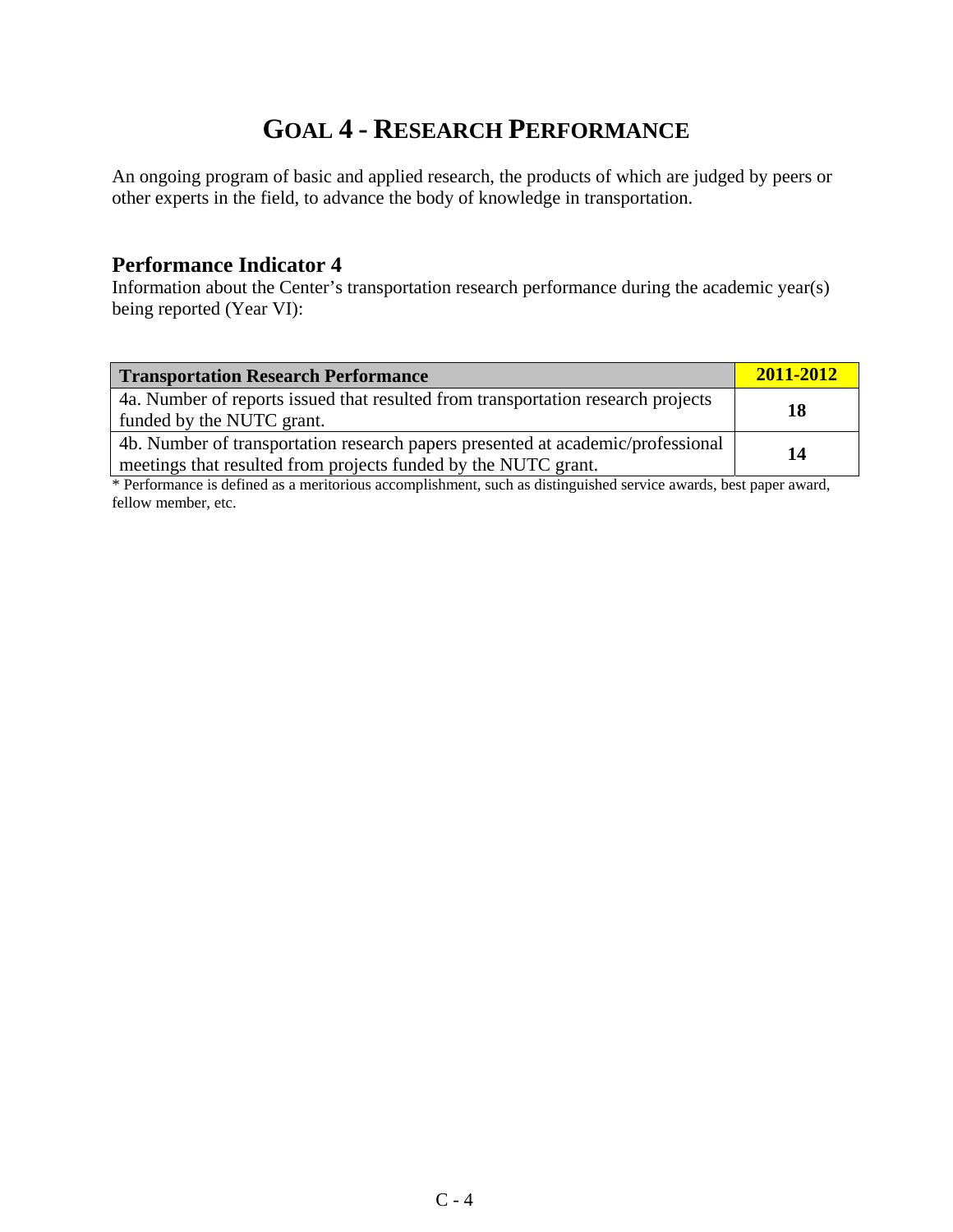# GOAL 4 - RESEARCH PERFORMANCE

An ongoing program of basic and applied research, the products of which are judged by peers or other experts in the field, to advance the body of knowledge in transportation.

## Performance Indicator 4

Information about the Center's transportation research performance during the academic year(s) being reported (Year VI):

| Transportation Research Performance | 2011-2012 |
|---|---|
| 4a. Number of reports issued that resulted from transportation research projects funded by the NUTC grant. | **18** |
| 4b. Number of transportation research papers presented at academic/professional meetings that resulted from projects funded by the NUTC grant. | **14** |

* Performance is defined as a meritorious accomplishment, such as distinguished service awards, best paper award, fellow member, etc.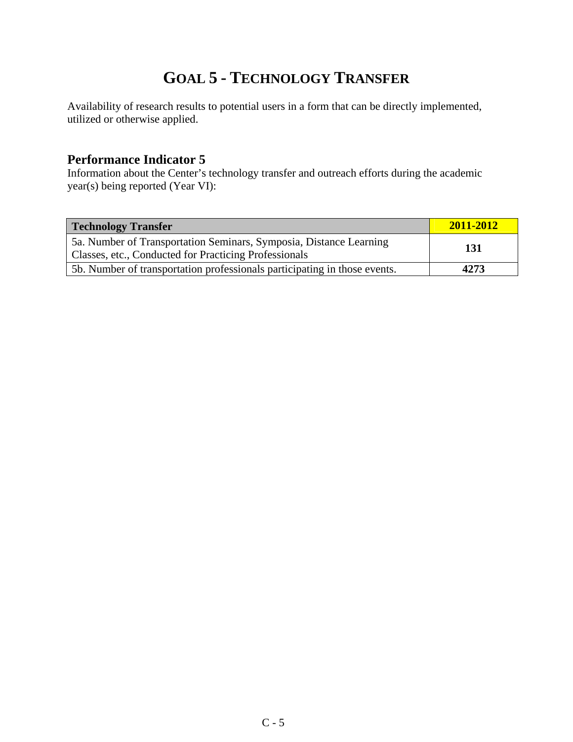# GOAL 5 - TECHNOLOGY TRANSFER

Availability of research results to potential users in a form that can be directly implemented, utilized or otherwise applied.

## Performance Indicator 5

Information about the Center's technology transfer and outreach efforts during the academic year(s) being reported (Year VI):

| Technology Transfer | 2011-2012 |
|---|---|
| 5a. Number of Transportation Seminars, Symposia, Distance Learning Classes, etc., Conducted for Practicing Professionals | **131** |
| 5b. Number of transportation professionals participating in those events. | **4273** |